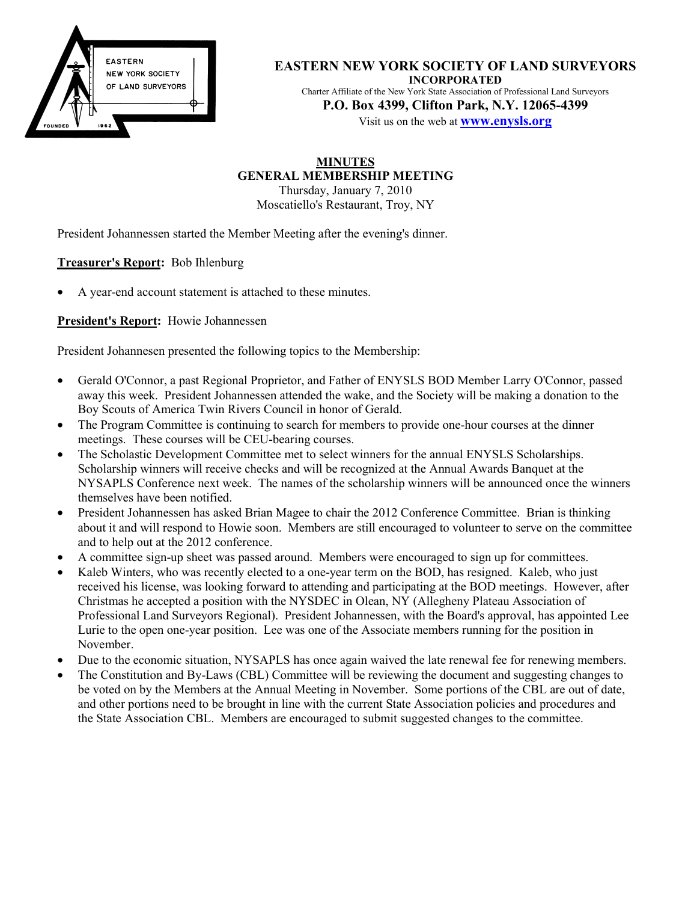EASTERN NEW YORK SOCIETY OF LAND SURVEYORS FOUNDED 1962

# EASTERN NEW YORK SOCIETY OF LAND SURVEYORS

**INCORPORATED**

Charter Affiliate of the New York State Association of Professional Land Surveyors

**P.O. Box 4399, Clifton Park, N.Y. 12065-4399**

Visit us on the web at **www.enysls.org**

## MINUTES
## GENERAL MEMBERSHIP MEETING

Thursday, January 7, 2010

Moscatiello's Restaurant, Troy, NY

President Johannessen started the Member Meeting after the evening's dinner.

**Treasurer's Report:** Bob Ihlenburg

- A year-end account statement is attached to these minutes.

**President's Report:** Howie Johannessen

President Johannesen presented the following topics to the Membership:

- Gerald O'Connor, a past Regional Proprietor, and Father of ENYSLS BOD Member Larry O'Connor, passed away this week. President Johannessen attended the wake, and the Society will be making a donation to the Boy Scouts of America Twin Rivers Council in honor of Gerald.
- The Program Committee is continuing to search for members to provide one-hour courses at the dinner meetings. These courses will be CEU-bearing courses.
- The Scholastic Development Committee met to select winners for the annual ENYSLS Scholarships. Scholarship winners will receive checks and will be recognized at the Annual Awards Banquet at the NYSAPLS Conference next week. The names of the scholarship winners will be announced once the winners themselves have been notified.
- President Johannessen has asked Brian Magee to chair the 2012 Conference Committee. Brian is thinking about it and will respond to Howie soon. Members are still encouraged to volunteer to serve on the committee and to help out at the 2012 conference.
- A committee sign-up sheet was passed around. Members were encouraged to sign up for committees.
- Kaleb Winters, who was recently elected to a one-year term on the BOD, has resigned. Kaleb, who just received his license, was looking forward to attending and participating at the BOD meetings. However, after Christmas he accepted a position with the NYSDEC in Olean, NY (Allegheny Plateau Association of Professional Land Surveyors Regional). President Johannessen, with the Board's approval, has appointed Lee Lurie to the open one-year position. Lee was one of the Associate members running for the position in November.
- Due to the economic situation, NYSAPLS has once again waived the late renewal fee for renewing members.
- The Constitution and By-Laws (CBL) Committee will be reviewing the document and suggesting changes to be voted on by the Members at the Annual Meeting in November. Some portions of the CBL are out of date, and other portions need to be brought in line with the current State Association policies and procedures and the State Association CBL. Members are encouraged to submit suggested changes to the committee.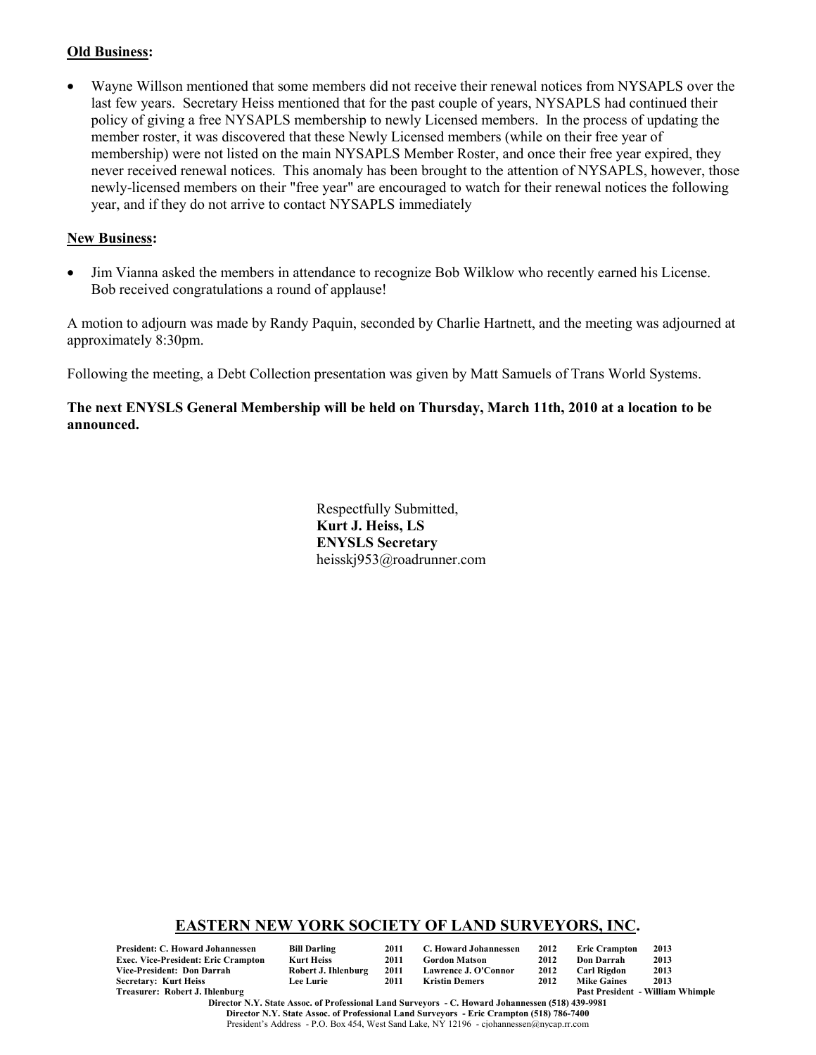**Old Business:**

- Wayne Willson mentioned that some members did not receive their renewal notices from NYSAPLS over the last few years. Secretary Heiss mentioned that for the past couple of years, NYSAPLS had continued their policy of giving a free NYSAPLS membership to newly Licensed members. In the process of updating the member roster, it was discovered that these Newly Licensed members (while on their free year of membership) were not listed on the main NYSAPLS Member Roster, and once their free year expired, they never received renewal notices. This anomaly has been brought to the attention of NYSAPLS, however, those newly-licensed members on their "free year" are encouraged to watch for their renewal notices the following year, and if they do not arrive to contact NYSAPLS immediately

**New Business:**

- Jim Vianna asked the members in attendance to recognize Bob Wilklow who recently earned his License. Bob received congratulations a round of applause!

A motion to adjourn was made by Randy Paquin, seconded by Charlie Hartnett, and the meeting was adjourned at approximately 8:30pm.

Following the meeting, a Debt Collection presentation was given by Matt Samuels of Trans World Systems.

**The next ENYSLS General Membership will be held on Thursday, March 11th, 2010 at a location to be announced.**

Respectfully Submitted,
**Kurt J. Heiss, LS**
**ENYSLS Secretary**
heisskj953@roadrunner.com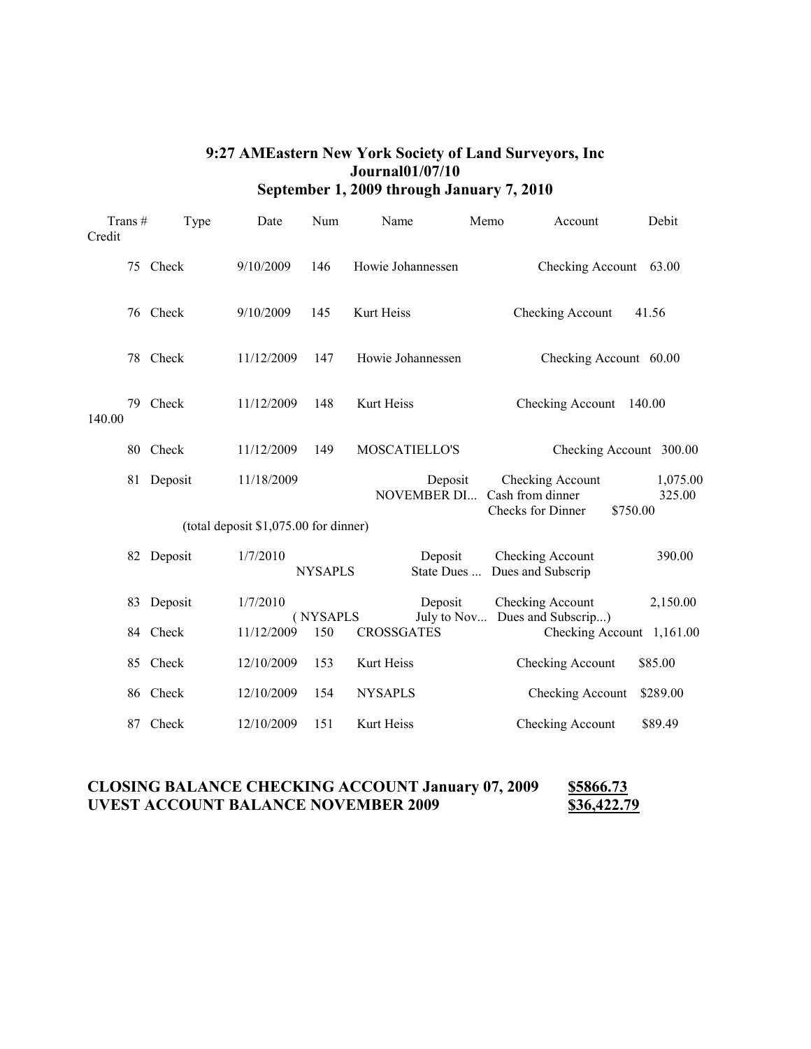**9:27 AMEastern New York Society of Land Surveyors, Inc**
**Journal01/07/10**
**September 1, 2009 through January 7, 2010**

| Trans # | Type | Date | Num | Name | Memo | Account | Debit | Credit |
|---|---|---|---|---|---|---|---|---|
| 75 | Check | 9/10/2009 | 146 | Howie Johannessen | | Checking Account | 63.00 | |
| 76 | Check | 9/10/2009 | 145 | Kurt Heiss | | Checking Account | 41.56 | |
| 78 | Check | 11/12/2009 | 147 | Howie Johannessen | | Checking Account | 60.00 | |
| 79 | Check | 11/12/2009 | 148 | Kurt Heiss | | Checking Account | 140.00 | 140.00 |
| 80 | Check | 11/12/2009 | 149 | MOSCATIELLO'S | | Checking Account | 300.00 | |
| 81 | Deposit | 11/18/2009 | | | Deposit | Checking Account | | 1,075.00 |
| | | | | | NOVEMBER DI... | Cash from dinner | | 325.00 |
| | | | | | | Checks for Dinner | $750.00 | |
| | | (total deposit $1,075.00 for dinner) | | | | | | |
| 82 | Deposit | 1/7/2010 | | | Deposit | Checking Account | | 390.00 |
| | | | NYSAPLS | | State Dues ... | Dues and Subscrip | | |
| 83 | Deposit | 1/7/2010 | | | Deposit | Checking Account | | 2,150.00 |
| | | | (NYSAPLS | | July to Nov... | Dues and Subscrip...) | | |
| 84 | Check | 11/12/2009 | 150 | CROSSGATES | | Checking Account | 1,161.00 | |
| 85 | Check | 12/10/2009 | 153 | Kurt Heiss | | Checking Account | $85.00 | |
| 86 | Check | 12/10/2009 | 154 | NYSAPLS | | Checking Account | $289.00 | |
| 87 | Check | 12/10/2009 | 151 | Kurt Heiss | | Checking Account | $89.49 | |

**CLOSING BALANCE CHECKING ACCOUNT January 07, 2009** **$5866.73**

**UVEST ACCOUNT BALANCE NOVEMBER 2009** **$36,422.79**